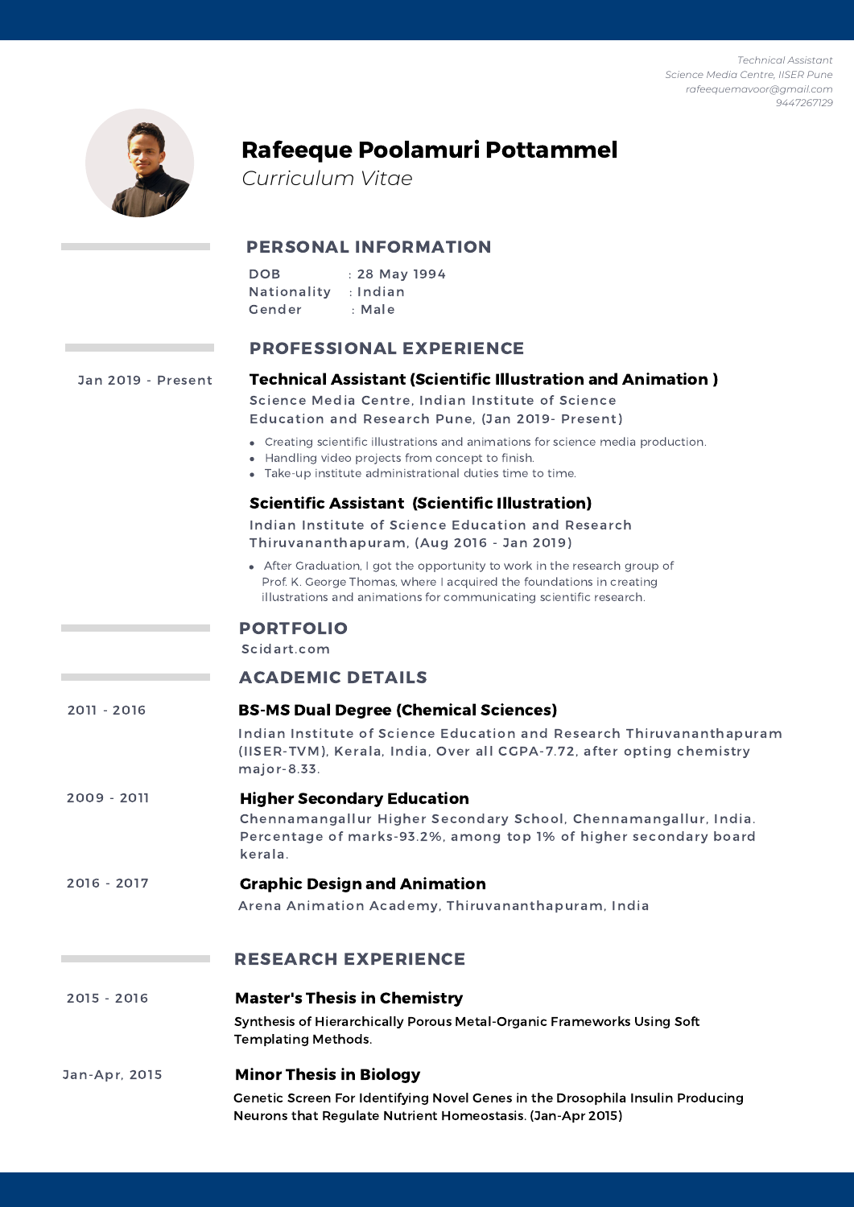*Technical Assistant*
*Science Media Centre, IISER Pune*
*rafeequemavoor@gmail.com*
*9447267129*

# Rafeeque Poolamuri Pottammel

*Curriculum Vitae*

## PERSONAL INFORMATION

DOB : 28 May 1994
Nationality : Indian
Gender : Male

## PROFESSIONAL EXPERIENCE

Jan 2019 - Present

### Technical Assistant (Scientific Illustration and Animation )

Science Media Centre, Indian Institute of Science Education and Research Pune, (Jan 2019- Present)

- Creating scientific illustrations and animations for science media production.
- Handling video projects from concept to finish.
- Take-up institute administrational duties time to time.

### Scientific Assistant (Scientific Illustration)

Indian Institute of Science Education and Research Thiruvananthapuram, (Aug 2016 - Jan 2019)

- After Graduation, I got the opportunity to work in the research group of Prof. K. George Thomas, where I acquired the foundations in creating illustrations and animations for communicating scientific research.

## PORTFOLIO

Scidart.com

## ACADEMIC DETAILS

2011 - 2016

### BS-MS Dual Degree (Chemical Sciences)

Indian Institute of Science Education and Research Thiruvananthapuram (IISER-TVM), Kerala, India, Over all CGPA-7.72, after opting chemistry major-8.33.

2009 - 2011

### Higher Secondary Education

Chennamangallur Higher Secondary School, Chennamangallur, India. Percentage of marks-93.2%, among top 1% of higher secondary board kerala.

2016 - 2017

### Graphic Design and Animation

Arena Animation Academy, Thiruvananthapuram, India

## RESEARCH EXPERIENCE

2015 - 2016

### Master's Thesis in Chemistry

Synthesis of Hierarchically Porous Metal-Organic Frameworks Using Soft Templating Methods.

Jan-Apr, 2015

### Minor Thesis in Biology

Genetic Screen For Identifying Novel Genes in the Drosophila Insulin Producing Neurons that Regulate Nutrient Homeostasis. (Jan-Apr 2015)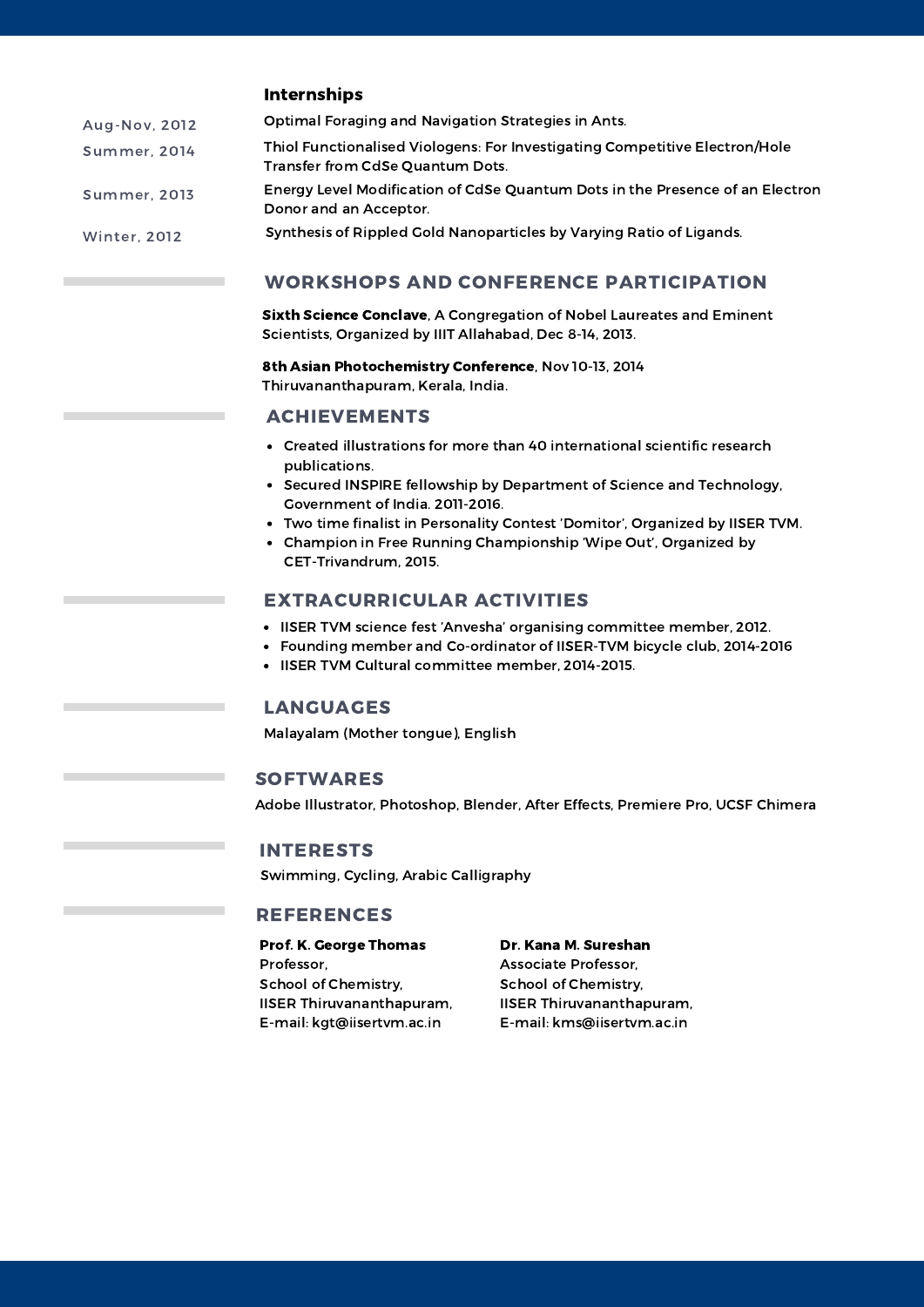### Internships

- **Aug-Nov, 2012** — Optimal Foraging and Navigation Strategies in Ants.
- **Summer, 2014** — Thiol Functionalised Viologens: For Investigating Competitive Electron/Hole Transfer from CdSe Quantum Dots.
- **Summer, 2013** — Energy Level Modification of CdSe Quantum Dots in the Presence of an Electron Donor and an Acceptor.
- **Winter, 2012** — Synthesis of Rippled Gold Nanoparticles by Varying Ratio of Ligands.

## WORKSHOPS AND CONFERENCE PARTICIPATION

**Sixth Science Conclave**, A Congregation of Nobel Laureates and Eminent Scientists, Organized by IIIT Allahabad, Dec 8-14, 2013.

**8th Asian Photochemistry Conference**, Nov 10-13, 2014
Thiruvananthapuram, Kerala, India.

## ACHIEVEMENTS

- Created illustrations for more than 40 international scientific research publications.
- Secured INSPIRE fellowship by Department of Science and Technology, Government of India. 2011-2016.
- Two time finalist in Personality Contest 'Domitor', Organized by IISER TVM.
- Champion in Free Running Championship 'Wipe Out', Organized by CET-Trivandrum, 2015.

## EXTRACURRICULAR ACTIVITIES

- IISER TVM science fest 'Anvesha' organising committee member, 2012.
- Founding member and Co-ordinator of IISER-TVM bicycle club, 2014-2016
- IISER TVM Cultural committee member, 2014-2015.

## LANGUAGES

Malayalam (Mother tongue), English

## SOFTWARES

Adobe Illustrator, Photoshop, Blender, After Effects, Premiere Pro, UCSF Chimera

## INTERESTS

Swimming, Cycling, Arabic Calligraphy

## REFERENCES

**Prof. K. George Thomas**
Professor,
School of Chemistry,
IISER Thiruvananthapuram,
E-mail: kgt@iisertvm.ac.in

**Dr. Kana M. Sureshan**
Associate Professor,
School of Chemistry,
IISER Thiruvananthapuram,
E-mail: kms@iisertvm.ac.in